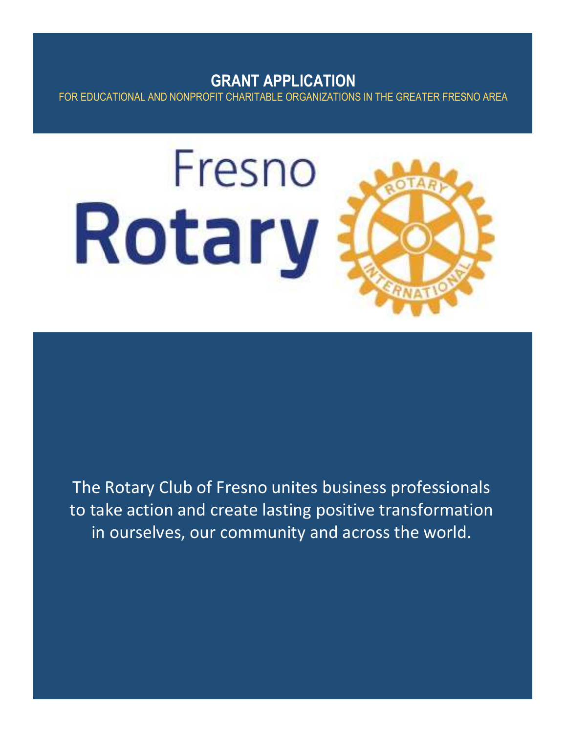# GRANT APPLICATION

FOR EDUCATIONAL AND NONPROFIT CHARITABLE ORGANIZATIONS IN THE GREATER FRESNO AREA

Fresno Rotary

The Rotary Club of Fresno unites business professionals to take action and create lasting positive transformation in ourselves, our community and across the world.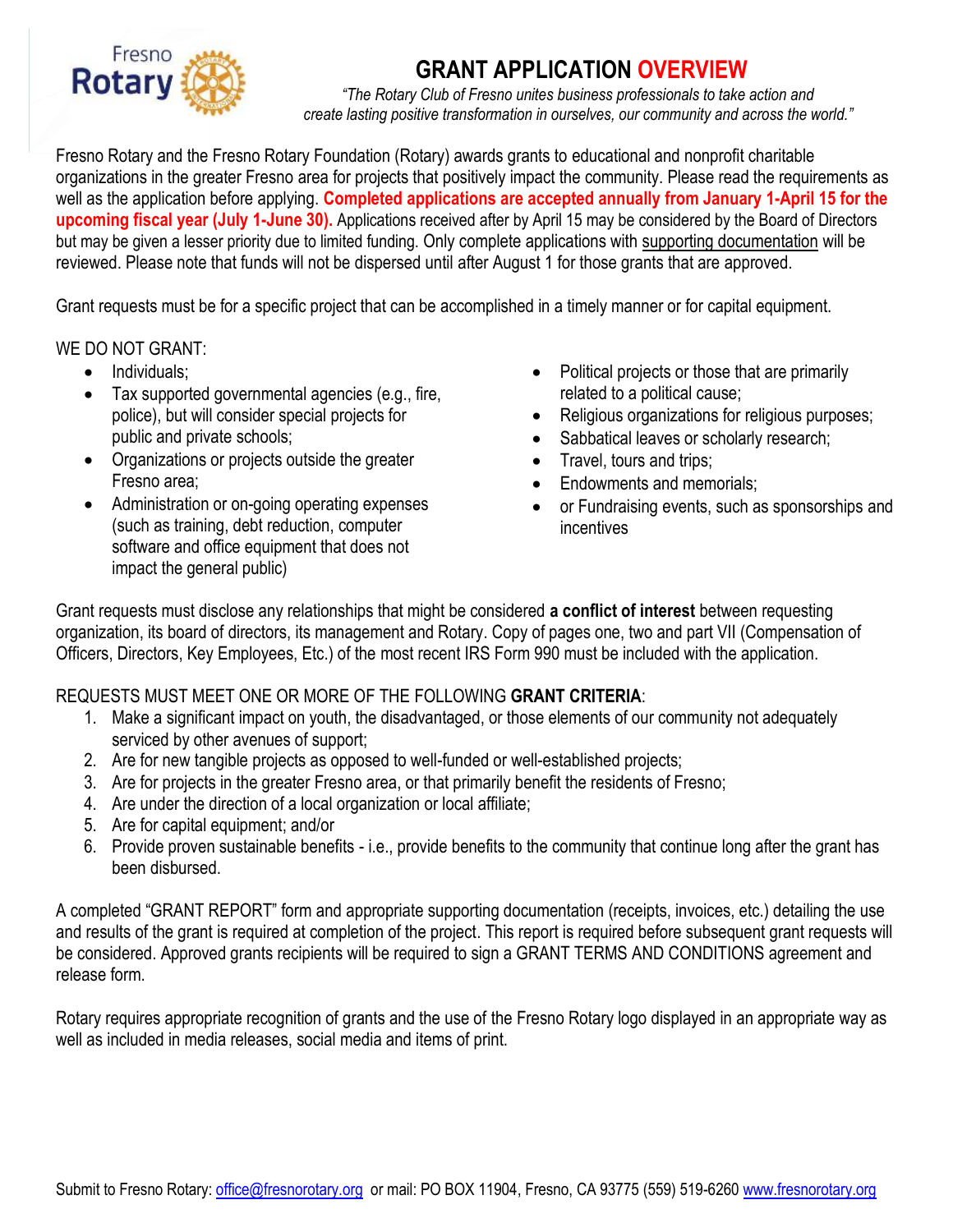# GRANT APPLICATION OVERVIEW

*"The Rotary Club of Fresno unites business professionals to take action and create lasting positive transformation in ourselves, our community and across the world."*

Fresno Rotary and the Fresno Rotary Foundation (Rotary) awards grants to educational and nonprofit charitable organizations in the greater Fresno area for projects that positively impact the community. Please read the requirements as well as the application before applying. **Completed applications are accepted annually from January 1-April 15 for the upcoming fiscal year (July 1-June 30).** Applications received after by April 15 may be considered by the Board of Directors but may be given a lesser priority due to limited funding. Only complete applications with supporting documentation will be reviewed. Please note that funds will not be dispersed until after August 1 for those grants that are approved.

Grant requests must be for a specific project that can be accomplished in a timely manner or for capital equipment.

WE DO NOT GRANT:

- Individuals;
- Tax supported governmental agencies (e.g., fire, police), but will consider special projects for public and private schools;
- Organizations or projects outside the greater Fresno area;
- Administration or on-going operating expenses (such as training, debt reduction, computer software and office equipment that does not impact the general public)
- Political projects or those that are primarily related to a political cause;
- Religious organizations for religious purposes;
- Sabbatical leaves or scholarly research;
- Travel, tours and trips;
- Endowments and memorials;
- or Fundraising events, such as sponsorships and incentives

Grant requests must disclose any relationships that might be considered **a conflict of interest** between requesting organization, its board of directors, its management and Rotary. Copy of pages one, two and part VII (Compensation of Officers, Directors, Key Employees, Etc.) of the most recent IRS Form 990 must be included with the application.

REQUESTS MUST MEET ONE OR MORE OF THE FOLLOWING **GRANT CRITERIA**:

1. Make a significant impact on youth, the disadvantaged, or those elements of our community not adequately serviced by other avenues of support;
2. Are for new tangible projects as opposed to well-funded or well-established projects;
3. Are for projects in the greater Fresno area, or that primarily benefit the residents of Fresno;
4. Are under the direction of a local organization or local affiliate;
5. Are for capital equipment; and/or
6. Provide proven sustainable benefits - i.e., provide benefits to the community that continue long after the grant has been disbursed.

A completed "GRANT REPORT" form and appropriate supporting documentation (receipts, invoices, etc.) detailing the use and results of the grant is required at completion of the project. This report is required before subsequent grant requests will be considered. Approved grants recipients will be required to sign a GRANT TERMS AND CONDITIONS agreement and release form.

Rotary requires appropriate recognition of grants and the use of the Fresno Rotary logo displayed in an appropriate way as well as included in media releases, social media and items of print.

Submit to Fresno Rotary: office@fresnorotary.org or mail: PO BOX 11904, Fresno, CA 93775 (559) 519-6260 www.fresnorotary.org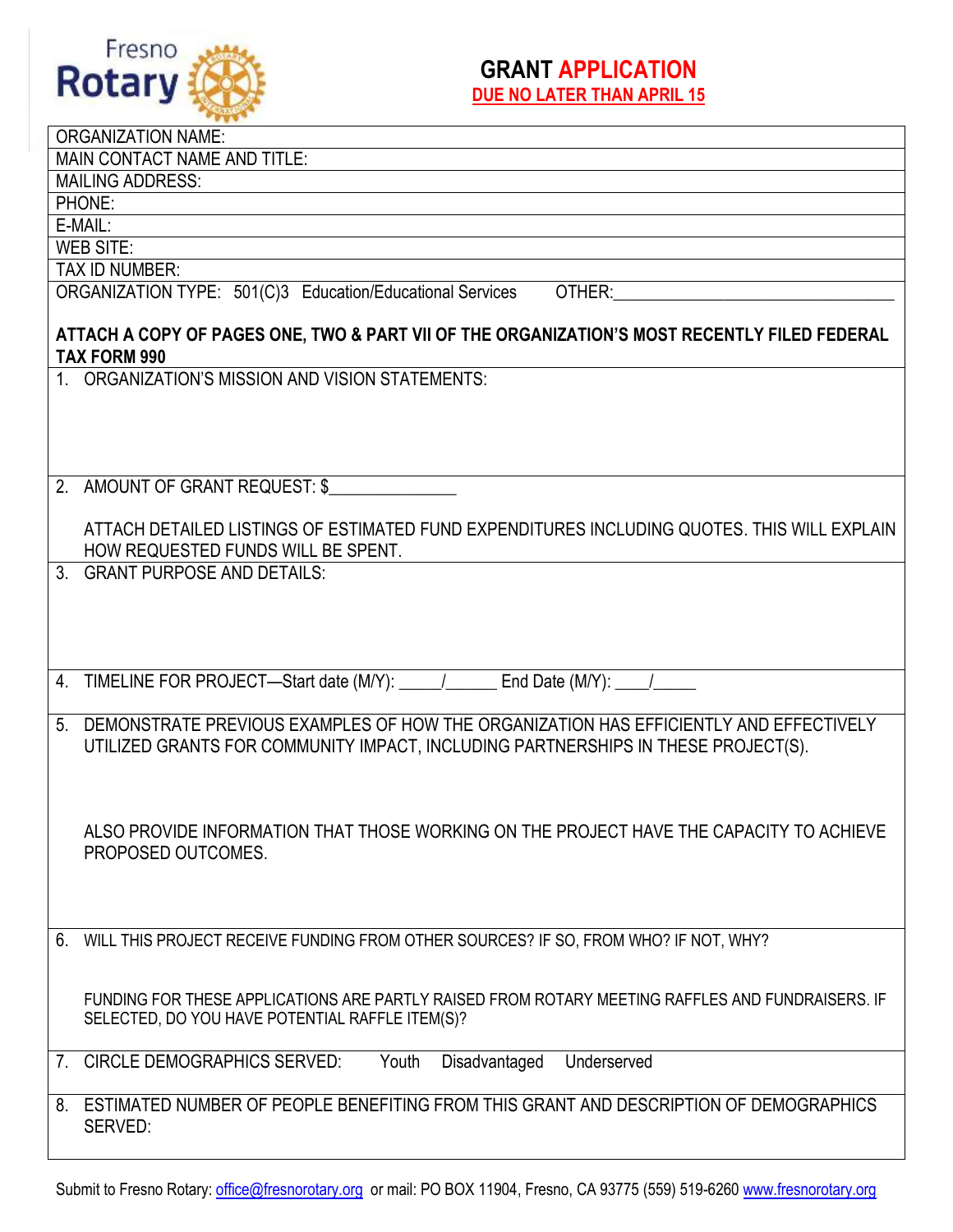Fresno Rotary

# GRANT APPLICATION

**DUE NO LATER THAN APRIL 15**

ORGANIZATION NAME:

MAIN CONTACT NAME AND TITLE:

MAILING ADDRESS:

PHONE:

E-MAIL:

WEB SITE:

TAX ID NUMBER:

ORGANIZATION TYPE: 501(C)3 Education/Educational Services OTHER:_______________________________

**ATTACH A COPY OF PAGES ONE, TWO & PART VII OF THE ORGANIZATION'S MOST RECENTLY FILED FEDERAL TAX FORM 990**

1. ORGANIZATION'S MISSION AND VISION STATEMENTS:

2. AMOUNT OF GRANT REQUEST: $______________

   ATTACH DETAILED LISTINGS OF ESTIMATED FUND EXPENDITURES INCLUDING QUOTES. THIS WILL EXPLAIN HOW REQUESTED FUNDS WILL BE SPENT.

3. GRANT PURPOSE AND DETAILS:

4. TIMELINE FOR PROJECT—Start date (M/Y): _____/______ End Date (M/Y): ____/_____

5. DEMONSTRATE PREVIOUS EXAMPLES OF HOW THE ORGANIZATION HAS EFFICIENTLY AND EFFECTIVELY UTILIZED GRANTS FOR COMMUNITY IMPACT, INCLUDING PARTNERSHIPS IN THESE PROJECT(S).

   ALSO PROVIDE INFORMATION THAT THOSE WORKING ON THE PROJECT HAVE THE CAPACITY TO ACHIEVE PROPOSED OUTCOMES.

6. WILL THIS PROJECT RECEIVE FUNDING FROM OTHER SOURCES? IF SO, FROM WHO? IF NOT, WHY?

   FUNDING FOR THESE APPLICATIONS ARE PARTLY RAISED FROM ROTARY MEETING RAFFLES AND FUNDRAISERS. IF SELECTED, DO YOU HAVE POTENTIAL RAFFLE ITEM(S)?

7. CIRCLE DEMOGRAPHICS SERVED: Youth Disadvantaged Underserved

8. ESTIMATED NUMBER OF PEOPLE BENEFITING FROM THIS GRANT AND DESCRIPTION OF DEMOGRAPHICS SERVED:

Submit to Fresno Rotary: office@fresnorotary.org or mail: PO BOX 11904, Fresno, CA 93775 (559) 519-6260 www.fresnorotary.org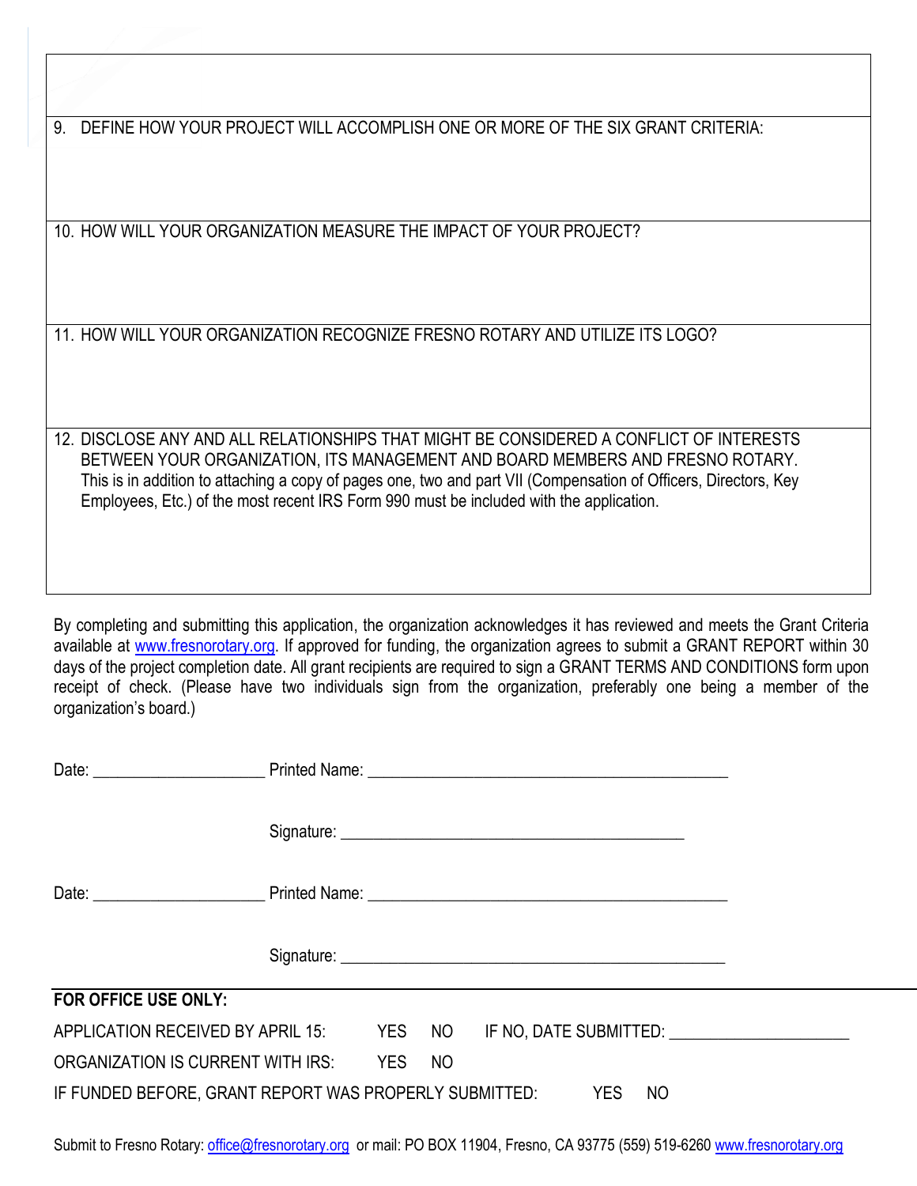9. DEFINE HOW YOUR PROJECT WILL ACCOMPLISH ONE OR MORE OF THE SIX GRANT CRITERIA:

10. HOW WILL YOUR ORGANIZATION MEASURE THE IMPACT OF YOUR PROJECT?

11. HOW WILL YOUR ORGANIZATION RECOGNIZE FRESNO ROTARY AND UTILIZE ITS LOGO?

12. DISCLOSE ANY AND ALL RELATIONSHIPS THAT MIGHT BE CONSIDERED A CONFLICT OF INTERESTS BETWEEN YOUR ORGANIZATION, ITS MANAGEMENT AND BOARD MEMBERS AND FRESNO ROTARY. This is in addition to attaching a copy of pages one, two and part VII (Compensation of Officers, Directors, Key Employees, Etc.) of the most recent IRS Form 990 must be included with the application.

By completing and submitting this application, the organization acknowledges it has reviewed and meets the Grant Criteria available at www.fresnorotary.org. If approved for funding, the organization agrees to submit a GRANT REPORT within 30 days of the project completion date. All grant recipients are required to sign a GRANT TERMS AND CONDITIONS form upon receipt of check. (Please have two individuals sign from the organization, preferably one being a member of the organization's board.)

Date: ____________________ Printed Name: __________________________________________

Signature: ________________________________________

Date: ____________________ Printed Name: __________________________________________

Signature: ____________________________________________

**FOR OFFICE USE ONLY:**

APPLICATION RECEIVED BY APRIL 15: YES NO IF NO, DATE SUBMITTED: ____________________

ORGANIZATION IS CURRENT WITH IRS: YES NO

IF FUNDED BEFORE, GRANT REPORT WAS PROPERLY SUBMITTED: YES NO

Submit to Fresno Rotary: office@fresnorotary.org or mail: PO BOX 11904, Fresno, CA 93775 (559) 519-6260 www.fresnorotary.org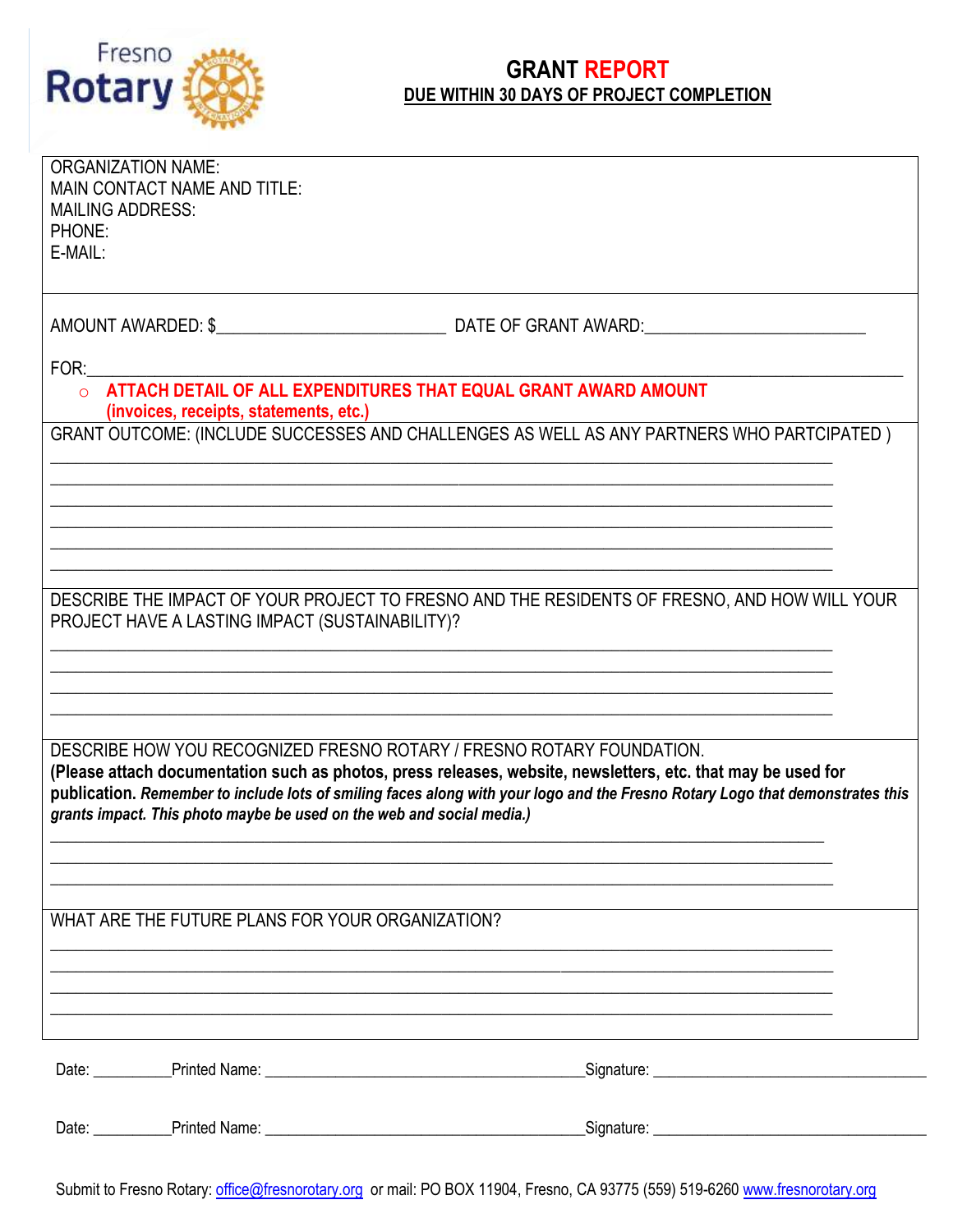Fresno Rotary

# GRANT REPORT

**DUE WITHIN 30 DAYS OF PROJECT COMPLETION**

ORGANIZATION NAME:
MAIN CONTACT NAME AND TITLE:
MAILING ADDRESS:
PHONE:
E-MAIL:

AMOUNT AWARDED: $_________________________ DATE OF GRANT AWARD:________________________

FOR:_______________________________________________________________________________

- **ATTACH DETAIL OF ALL EXPENDITURES THAT EQUAL GRANT AWARD AMOUNT (invoices, receipts, statements, etc.)**

GRANT OUTCOME: (INCLUDE SUCCESSES AND CHALLENGES AS WELL AS ANY PARTNERS WHO PARTCIPATED )

_______________________________________________________________________________
_______________________________________________________________________________
_______________________________________________________________________________
_______________________________________________________________________________
_______________________________________________________________________________
_______________________________________________________________________________

DESCRIBE THE IMPACT OF YOUR PROJECT TO FRESNO AND THE RESIDENTS OF FRESNO, AND HOW WILL YOUR PROJECT HAVE A LASTING IMPACT (SUSTAINABILITY)?

_______________________________________________________________________________
_______________________________________________________________________________
_______________________________________________________________________________
_______________________________________________________________________________

DESCRIBE HOW YOU RECOGNIZED FRESNO ROTARY / FRESNO ROTARY FOUNDATION.
**(Please attach documentation such as photos, press releases, website, newsletters, etc. that may be used for publication.** ***Remember to include lots of smiling faces along with your logo and the Fresno Rotary Logo that demonstrates this grants impact. This photo maybe be used on the web and social media.)***

_______________________________________________________________________________
_______________________________________________________________________________
_______________________________________________________________________________

WHAT ARE THE FUTURE PLANS FOR YOUR ORGANIZATION?

_______________________________________________________________________________
_______________________________________________________________________________
_______________________________________________________________________________
_______________________________________________________________________________

Date: __________Printed Name: ________________________________________Signature: ___________________________________

Date: __________Printed Name: ________________________________________Signature: ___________________________________

Submit to Fresno Rotary: office@fresnorotary.org or mail: PO BOX 11904, Fresno, CA 93775 (559) 519-6260 www.fresnorotary.org